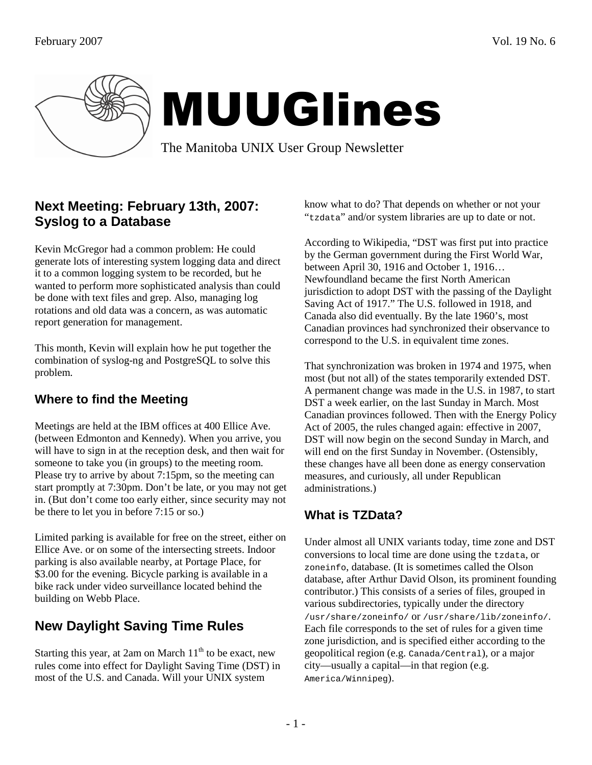# MUUGlines

The Manitoba UNIX User Group Newsletter

## Next Meeting: February 13th, 2007: Syslog to a Database

Kevin McGregor had a common problem: He could generate lots of interesting system logging data and direct it to a common logging system to be recorded, but he wanted to perform more sophisticated analysis than could be done with text files and grep. Also, managing log rotations and old data was a concern, as was automatic report generation for management.

This month, Kevin will explain how he put together the combination of syslog-ng and PostgreSQL to solve this problem.

## Where to find the Meeting

Meetings are held at the IBM offices at 400 Ellice Ave. (between Edmonton and Kennedy). When you arrive, you will have to sign in at the reception desk, and then wait for someone to take you (in groups) to the meeting room. Please try to arrive by about 7:15pm, so the meeting can start promptly at 7:30pm. Don't be late, or you may not get in. (But don't come too early either, since security may not be there to let you in before 7:15 or so.)

Limited parking is available for free on the street, either on Ellice Ave. or on some of the intersecting streets. Indoor parking is also available nearby, at Portage Place, for $3.00 for the evening. Bicycle parking is available in a bike rack under video surveillance located behind the building on Webb Place.

## New Daylight Saving Time Rules

Starting this year, at 2am on March 11th to be exact, new rules come into effect for Daylight Saving Time (DST) in most of the U.S. and Canada. Will your UNIX system know what to do? That depends on whether or not your "`tzdata`" and/or system libraries are up to date or not.

According to Wikipedia, "DST was first put into practice by the German government during the First World War, between April 30, 1916 and October 1, 1916… Newfoundland became the first North American jurisdiction to adopt DST with the passing of the Daylight Saving Act of 1917." The U.S. followed in 1918, and Canada also did eventually. By the late 1960's, most Canadian provinces had synchronized their observance to correspond to the U.S. in equivalent time zones.

That synchronization was broken in 1974 and 1975, when most (but not all) of the states temporarily extended DST. A permanent change was made in the U.S. in 1987, to start DST a week earlier, on the last Sunday in March. Most Canadian provinces followed. Then with the Energy Policy Act of 2005, the rules changed again: effective in 2007, DST will now begin on the second Sunday in March, and will end on the first Sunday in November. (Ostensibly, these changes have all been done as energy conservation measures, and curiously, all under Republican administrations.)

## What is TZData?

Under almost all UNIX variants today, time zone and DST conversions to local time are done using the `tzdata`, or `zoneinfo`, database. (It is sometimes called the Olson database, after Arthur David Olson, its prominent founding contributor.) This consists of a series of files, grouped in various subdirectories, typically under the directory `/usr/share/zoneinfo/` or `/usr/share/lib/zoneinfo/`. Each file corresponds to the set of rules for a given time zone jurisdiction, and is specified either according to the geopolitical region (e.g. `Canada/Central`), or a major city—usually a capital—in that region (e.g. `America/Winnipeg`).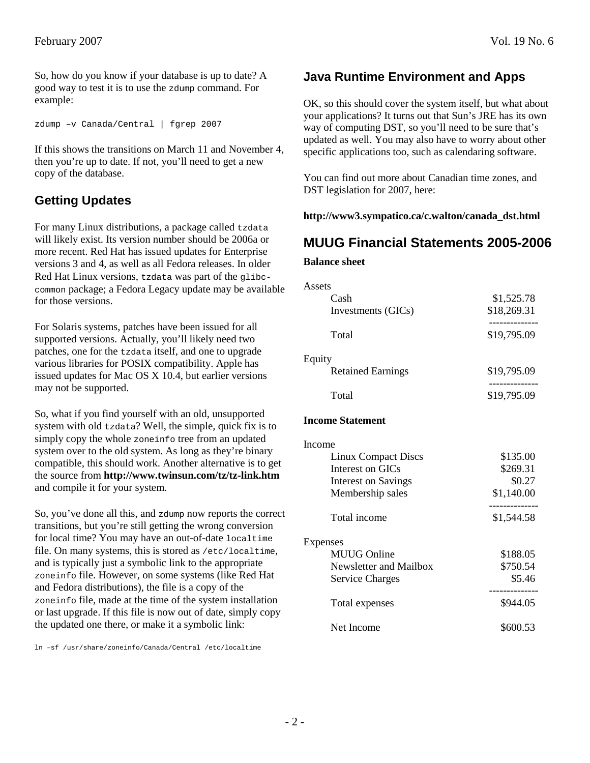So, how do you know if your database is up to date? A good way to test it is to use the zdump command. For example:

```
zdump –v Canada/Central | fgrep 2007
```

If this shows the transitions on March 11 and November 4, then you're up to date. If not, you'll need to get a new copy of the database.

## Getting Updates

For many Linux distributions, a package called tzdata will likely exist. Its version number should be 2006a or more recent. Red Hat has issued updates for Enterprise versions 3 and 4, as well as all Fedora releases. In older Red Hat Linux versions, tzdata was part of the glibc-common package; a Fedora Legacy update may be available for those versions.

For Solaris systems, patches have been issued for all supported versions. Actually, you'll likely need two patches, one for the tzdata itself, and one to upgrade various libraries for POSIX compatibility. Apple has issued updates for Mac OS X 10.4, but earlier versions may not be supported.

So, what if you find yourself with an old, unsupported system with old tzdata? Well, the simple, quick fix is to simply copy the whole zoneinfo tree from an updated system over to the old system. As long as they're binary compatible, this should work. Another alternative is to get the source from **http://www.twinsun.com/tz/tz-link.htm** and compile it for your system.

So, you've done all this, and zdump now reports the correct transitions, but you're still getting the wrong conversion for local time? You may have an out-of-date localtime file. On many systems, this is stored as /etc/localtime, and is typically just a symbolic link to the appropriate zoneinfo file. However, on some systems (like Red Hat and Fedora distributions), the file is a copy of the zoneinfo file, made at the time of the system installation or last upgrade. If this file is now out of date, simply copy the updated one there, or make it a symbolic link:

```
ln –sf /usr/share/zoneinfo/Canada/Central /etc/localtime
```

## Java Runtime Environment and Apps

OK, so this should cover the system itself, but what about your applications? It turns out that Sun's JRE has its own way of computing DST, so you'll need to be sure that's updated as well. You may also have to worry about other specific applications too, such as calendaring software.

You can find out more about Canadian time zones, and DST legislation for 2007, here:

**http://www3.sympatico.ca/c.walton/canada_dst.html**

## MUUG Financial Statements 2005-2006

**Balance sheet**

| | |
|---|---|
| Assets | |
| Cash | $1,525.78 |
| Investments (GICs) | $18,269.31 |
| Total | $19,795.09 |
| Equity | |
| Retained Earnings | $19,795.09 |
| Total | $19,795.09 |

**Income Statement**

| | |
|---|---|
| Income | |
| Linux Compact Discs | $135.00 |
| Interest on GICs | $269.31 |
| Interest on Savings | $0.27 |
| Membership sales | $1,140.00 |
| Total income | $1,544.58 |
| Expenses | |
| MUUG Online | $188.05 |
| Newsletter and Mailbox | $750.54 |
| Service Charges | $5.46 |
| Total expenses | $944.05 |
| Net Income | $600.53 |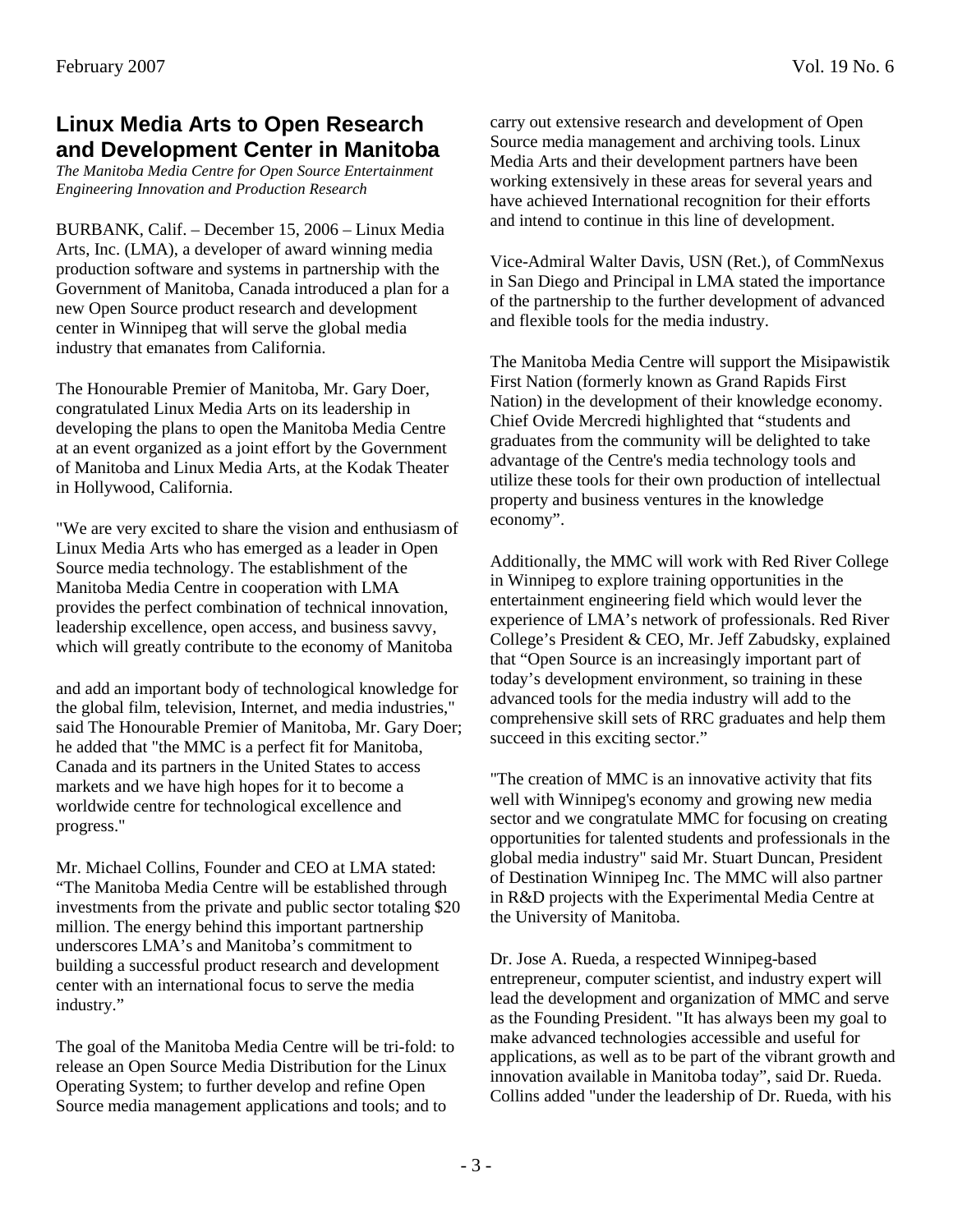## Linux Media Arts to Open Research and Development Center in Manitoba

*The Manitoba Media Centre for Open Source Entertainment Engineering Innovation and Production Research*

BURBANK, Calif. – December 15, 2006 – Linux Media Arts, Inc. (LMA), a developer of award winning media production software and systems in partnership with the Government of Manitoba, Canada introduced a plan for a new Open Source product research and development center in Winnipeg that will serve the global media industry that emanates from California.

The Honourable Premier of Manitoba, Mr. Gary Doer, congratulated Linux Media Arts on its leadership in developing the plans to open the Manitoba Media Centre at an event organized as a joint effort by the Government of Manitoba and Linux Media Arts, at the Kodak Theater in Hollywood, California.

"We are very excited to share the vision and enthusiasm of Linux Media Arts who has emerged as a leader in Open Source media technology. The establishment of the Manitoba Media Centre in cooperation with LMA provides the perfect combination of technical innovation, leadership excellence, open access, and business savvy, which will greatly contribute to the economy of Manitoba and add an important body of technological knowledge for the global film, television, Internet, and media industries," said The Honourable Premier of Manitoba, Mr. Gary Doer; he added that "the MMC is a perfect fit for Manitoba, Canada and its partners in the United States to access markets and we have high hopes for it to become a worldwide centre for technological excellence and progress."

Mr. Michael Collins, Founder and CEO at LMA stated: "The Manitoba Media Centre will be established through investments from the private and public sector totaling $20 million. The energy behind this important partnership underscores LMA's and Manitoba's commitment to building a successful product research and development center with an international focus to serve the media industry."

The goal of the Manitoba Media Centre will be tri-fold: to release an Open Source Media Distribution for the Linux Operating System; to further develop and refine Open Source media management applications and tools; and to carry out extensive research and development of Open Source media management and archiving tools. Linux Media Arts and their development partners have been working extensively in these areas for several years and have achieved International recognition for their efforts and intend to continue in this line of development.

Vice-Admiral Walter Davis, USN (Ret.), of CommNexus in San Diego and Principal in LMA stated the importance of the partnership to the further development of advanced and flexible tools for the media industry.

The Manitoba Media Centre will support the Misipawistik First Nation (formerly known as Grand Rapids First Nation) in the development of their knowledge economy. Chief Ovide Mercredi highlighted that "students and graduates from the community will be delighted to take advantage of the Centre's media technology tools and utilize these tools for their own production of intellectual property and business ventures in the knowledge economy".

Additionally, the MMC will work with Red River College in Winnipeg to explore training opportunities in the entertainment engineering field which would lever the experience of LMA's network of professionals. Red River College's President & CEO, Mr. Jeff Zabudsky, explained that "Open Source is an increasingly important part of today's development environment, so training in these advanced tools for the media industry will add to the comprehensive skill sets of RRC graduates and help them succeed in this exciting sector."

"The creation of MMC is an innovative activity that fits well with Winnipeg's economy and growing new media sector and we congratulate MMC for focusing on creating opportunities for talented students and professionals in the global media industry" said Mr. Stuart Duncan, President of Destination Winnipeg Inc. The MMC will also partner in R&D projects with the Experimental Media Centre at the University of Manitoba.

Dr. Jose A. Rueda, a respected Winnipeg-based entrepreneur, computer scientist, and industry expert will lead the development and organization of MMC and serve as the Founding President. "It has always been my goal to make advanced technologies accessible and useful for applications, as well as to be part of the vibrant growth and innovation available in Manitoba today", said Dr. Rueda. Collins added "under the leadership of Dr. Rueda, with his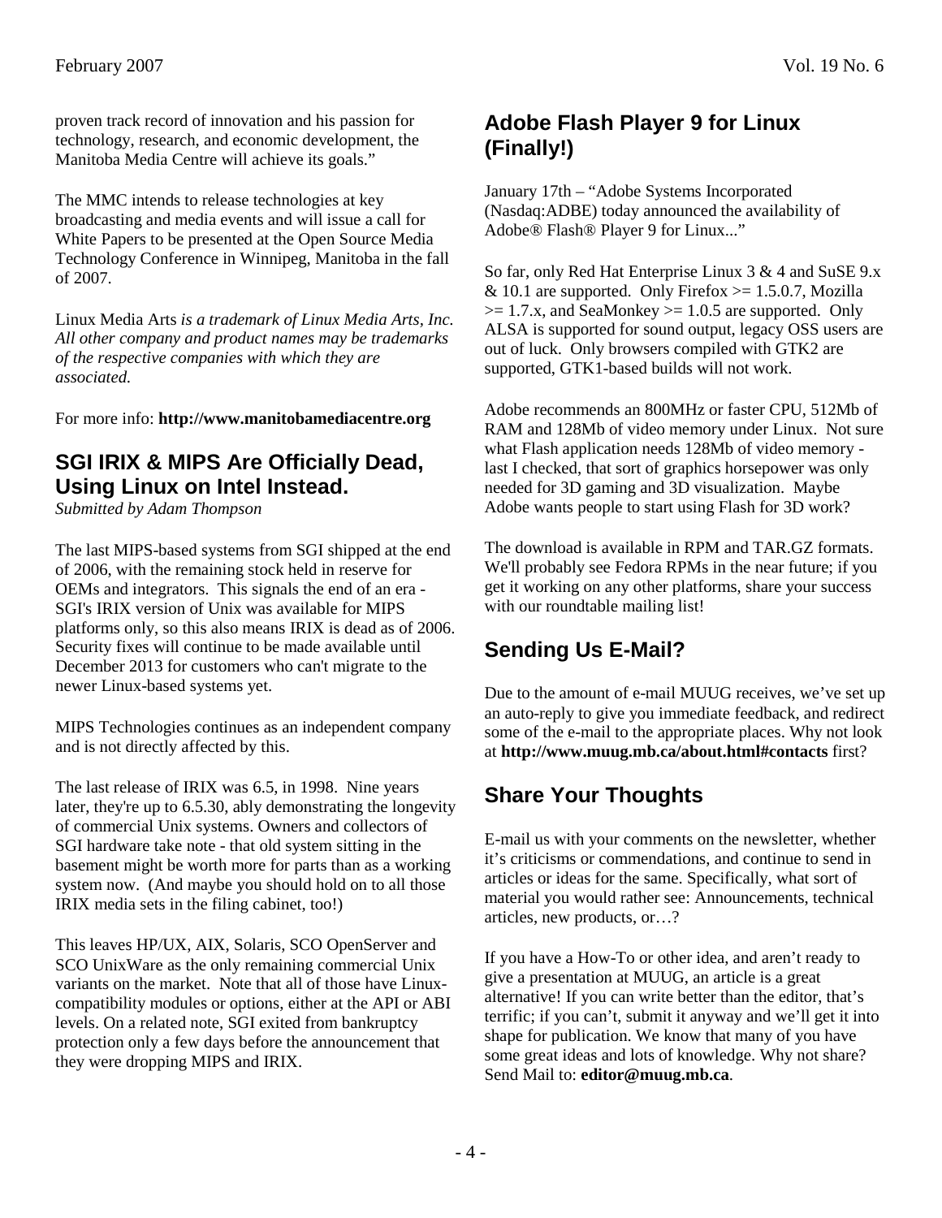proven track record of innovation and his passion for technology, research, and economic development, the Manitoba Media Centre will achieve its goals."

The MMC intends to release technologies at key broadcasting and media events and will issue a call for White Papers to be presented at the Open Source Media Technology Conference in Winnipeg, Manitoba in the fall of 2007.

Linux Media Arts *is a trademark of Linux Media Arts, Inc. All other company and product names may be trademarks of the respective companies with which they are associated.*

For more info: **http://www.manitobamediacentre.org**

## SGI IRIX & MIPS Are Officially Dead, Using Linux on Intel Instead.

*Submitted by Adam Thompson*

The last MIPS-based systems from SGI shipped at the end of 2006, with the remaining stock held in reserve for OEMs and integrators. This signals the end of an era - SGI's IRIX version of Unix was available for MIPS platforms only, so this also means IRIX is dead as of 2006. Security fixes will continue to be made available until December 2013 for customers who can't migrate to the newer Linux-based systems yet.

MIPS Technologies continues as an independent company and is not directly affected by this.

The last release of IRIX was 6.5, in 1998. Nine years later, they're up to 6.5.30, ably demonstrating the longevity of commercial Unix systems. Owners and collectors of SGI hardware take note - that old system sitting in the basement might be worth more for parts than as a working system now. (And maybe you should hold on to all those IRIX media sets in the filing cabinet, too!)

This leaves HP/UX, AIX, Solaris, SCO OpenServer and SCO UnixWare as the only remaining commercial Unix variants on the market. Note that all of those have Linux-compatibility modules or options, either at the API or ABI levels. On a related note, SGI exited from bankruptcy protection only a few days before the announcement that they were dropping MIPS and IRIX.

## Adobe Flash Player 9 for Linux (Finally!)

January 17th – "Adobe Systems Incorporated (Nasdaq:ADBE) today announced the availability of Adobe® Flash® Player 9 for Linux..."

So far, only Red Hat Enterprise Linux 3 & 4 and SuSE 9.x & 10.1 are supported. Only Firefox >= 1.5.0.7, Mozilla >= 1.7.x, and SeaMonkey >= 1.0.5 are supported. Only ALSA is supported for sound output, legacy OSS users are out of luck. Only browsers compiled with GTK2 are supported, GTK1-based builds will not work.

Adobe recommends an 800MHz or faster CPU, 512Mb of RAM and 128Mb of video memory under Linux. Not sure what Flash application needs 128Mb of video memory - last I checked, that sort of graphics horsepower was only needed for 3D gaming and 3D visualization. Maybe Adobe wants people to start using Flash for 3D work?

The download is available in RPM and TAR.GZ formats. We'll probably see Fedora RPMs in the near future; if you get it working on any other platforms, share your success with our roundtable mailing list!

## Sending Us E-Mail?

Due to the amount of e-mail MUUG receives, we've set up an auto-reply to give you immediate feedback, and redirect some of the e-mail to the appropriate places. Why not look at **http://www.muug.mb.ca/about.html#contacts** first?

## Share Your Thoughts

E-mail us with your comments on the newsletter, whether it's criticisms or commendations, and continue to send in articles or ideas for the same. Specifically, what sort of material you would rather see: Announcements, technical articles, new products, or…?

If you have a How-To or other idea, and aren't ready to give a presentation at MUUG, an article is a great alternative! If you can write better than the editor, that's terrific; if you can't, submit it anyway and we'll get it into shape for publication. We know that many of you have some great ideas and lots of knowledge. Why not share? Send Mail to: **editor@muug.mb.ca**.